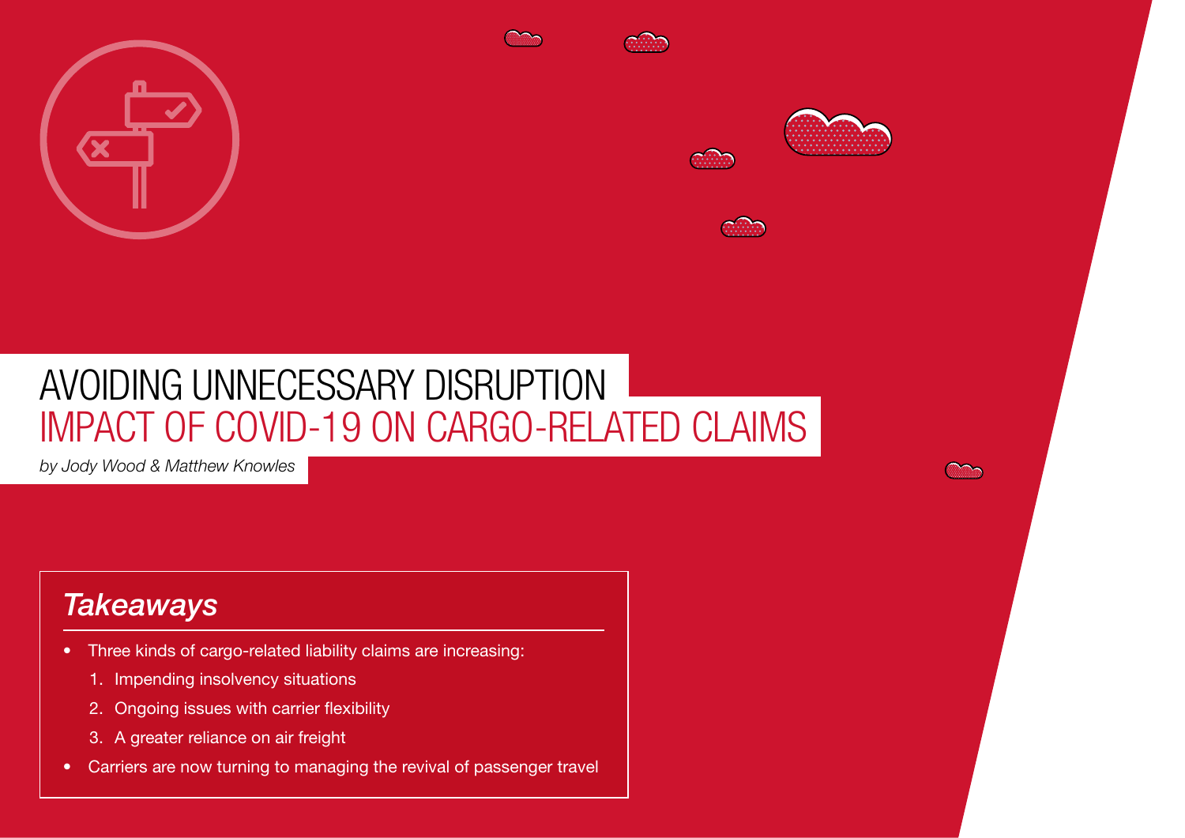# AVOIDING UNNECESSARY DISRUPTION
## IMPACT OF COVID-19 ON CARGO-RELATED CLAIMS

*by Jody Wood & Matthew Knowles*

### *Takeaways*

- Three kinds of cargo-related liability claims are increasing:
  1. Impending insolvency situations
  2. Ongoing issues with carrier flexibility
  3. A greater reliance on air freight
- Carriers are now turning to managing the revival of passenger travel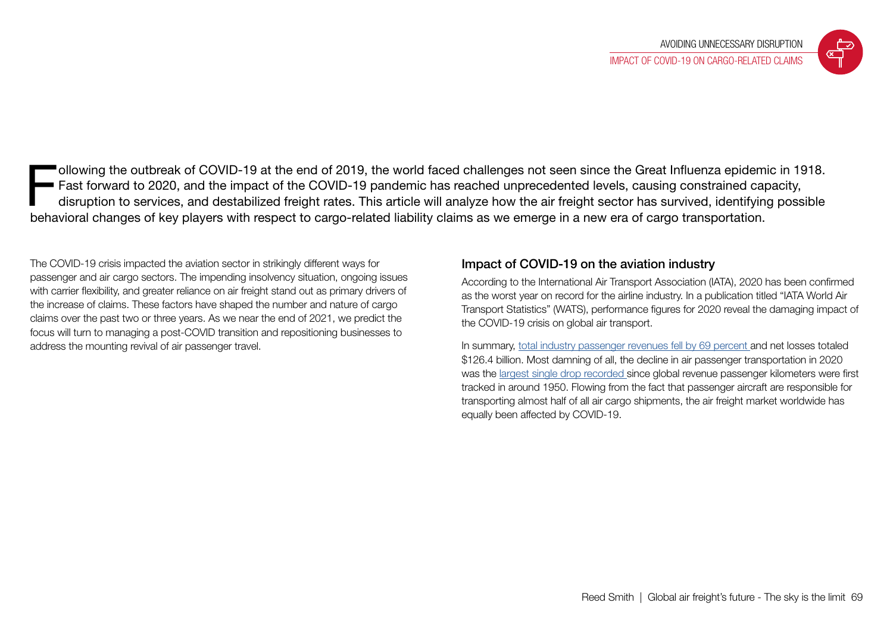Following the outbreak of COVID-19 at the end of 2019, the world faced challenges not seen since the Great Influenza epidemic in 1918. Fast forward to 2020, and the impact of the COVID-19 pandemic has reached unprecedented levels, causing constrained capacity, disruption to services, and destabilized freight rates. This article will analyze how the air freight sector has survived, identifying possible behavioral changes of key players with respect to cargo-related liability claims as we emerge in a new era of cargo transportation.

The COVID-19 crisis impacted the aviation sector in strikingly different ways for passenger and air cargo sectors. The impending insolvency situation, ongoing issues with carrier flexibility, and greater reliance on air freight stand out as primary drivers of the increase of claims. These factors have shaped the number and nature of cargo claims over the past two or three years. As we near the end of 2021, we predict the focus will turn to managing a post-COVID transition and repositioning businesses to address the mounting revival of air passenger travel.

### Impact of COVID-19 on the aviation industry

According to the International Air Transport Association (IATA), 2020 has been confirmed as the worst year on record for the airline industry. In a publication titled "IATA World Air Transport Statistics" (WATS), performance figures for 2020 reveal the damaging impact of the COVID-19 crisis on global air transport.

In summary, total industry passenger revenues fell by 69 percent and net losses totaled $126.4 billion. Most damning of all, the decline in air passenger transportation in 2020 was the largest single drop recorded since global revenue passenger kilometers were first tracked in around 1950. Flowing from the fact that passenger aircraft are responsible for transporting almost half of all air cargo shipments, the air freight market worldwide has equally been affected by COVID-19.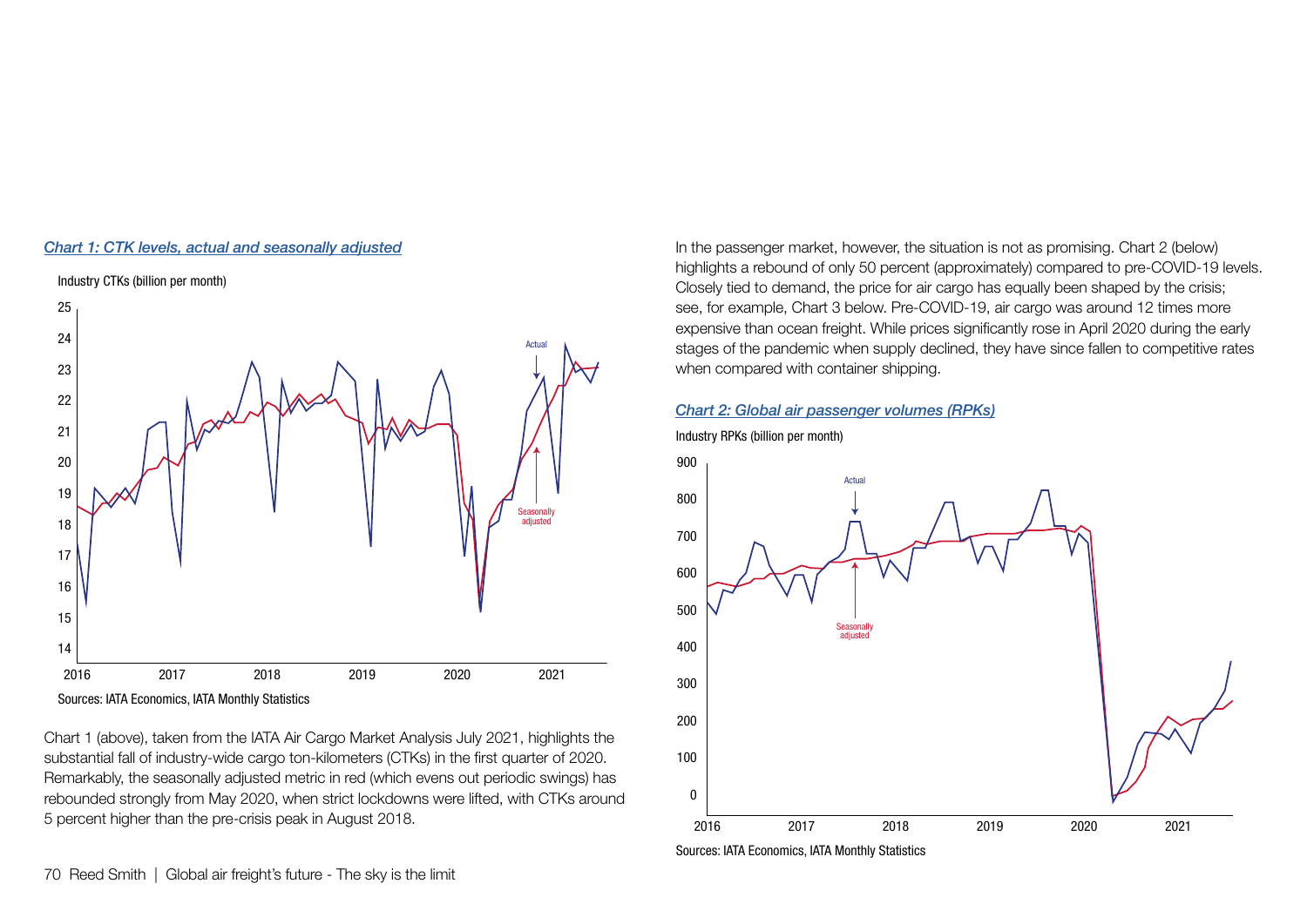*Chart 1: CTK levels, actual and seasonally adjusted*

Industry CTKs (billion per month)

Sources: IATA Economics, IATA Monthly Statistics

Chart 1 (above), taken from the IATA Air Cargo Market Analysis July 2021, highlights the substantial fall of industry-wide cargo ton-kilometers (CTKs) in the first quarter of 2020. Remarkably, the seasonally adjusted metric in red (which evens out periodic swings) has rebounded strongly from May 2020, when strict lockdowns were lifted, with CTKs around 5 percent higher than the pre-crisis peak in August 2018.

In the passenger market, however, the situation is not as promising. Chart 2 (below) highlights a rebound of only 50 percent (approximately) compared to pre-COVID-19 levels. Closely tied to demand, the price for air cargo has equally been shaped by the crisis; see, for example, Chart 3 below. Pre-COVID-19, air cargo was around 12 times more expensive than ocean freight. While prices significantly rose in April 2020 during the early stages of the pandemic when supply declined, they have since fallen to competitive rates when compared with container shipping.

*Chart 2: Global air passenger volumes (RPKs)*

Industry RPKs (billion per month)

Sources: IATA Economics, IATA Monthly Statistics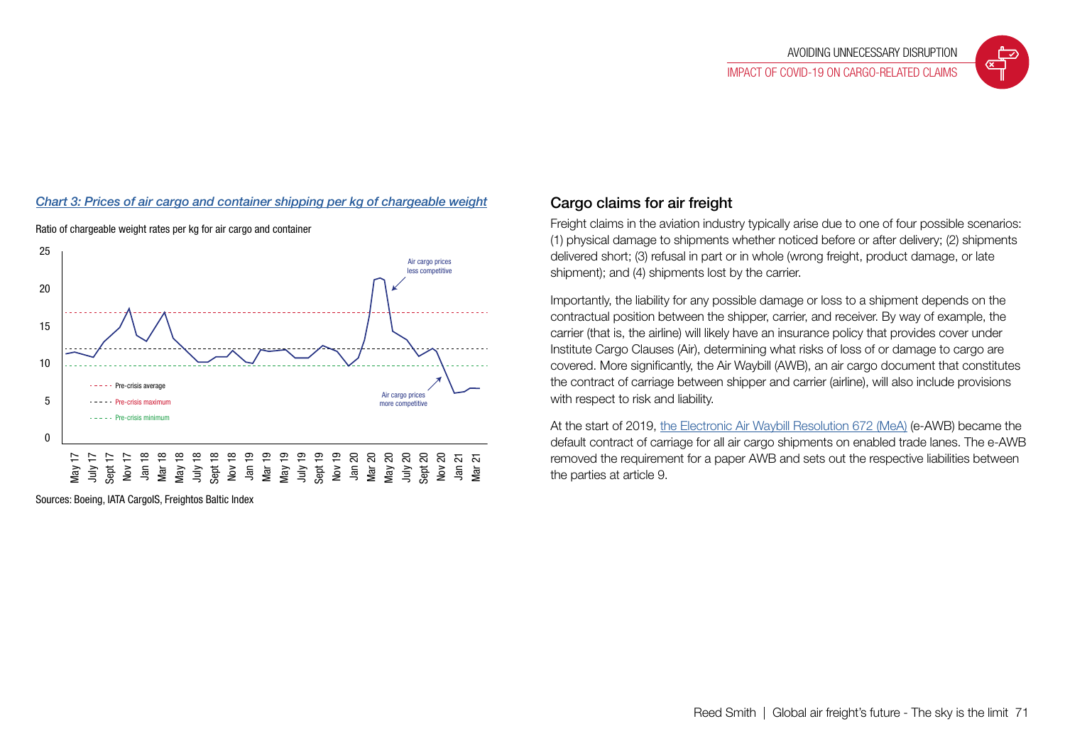*Chart 3: Prices of air cargo and container shipping per kg of chargeable weight*

Ratio of chargeable weight rates per kg for air cargo and container

Sources: Boeing, IATA CargoIS, Freightos Baltic Index

## Cargo claims for air freight

Freight claims in the aviation industry typically arise due to one of four possible scenarios: (1) physical damage to shipments whether noticed before or after delivery; (2) shipments delivered short; (3) refusal in part or in whole (wrong freight, product damage, or late shipment); and (4) shipments lost by the carrier.

Importantly, the liability for any possible damage or loss to a shipment depends on the contractual position between the shipper, carrier, and receiver. By way of example, the carrier (that is, the airline) will likely have an insurance policy that provides cover under Institute Cargo Clauses (Air), determining what risks of loss of or damage to cargo are covered. More significantly, the Air Waybill (AWB), an air cargo document that constitutes the contract of carriage between shipper and carrier (airline), will also include provisions with respect to risk and liability.

At the start of 2019, the Electronic Air Waybill Resolution 672 (MeA) (e-AWB) became the default contract of carriage for all air cargo shipments on enabled trade lanes. The e-AWB removed the requirement for a paper AWB and sets out the respective liabilities between the parties at article 9.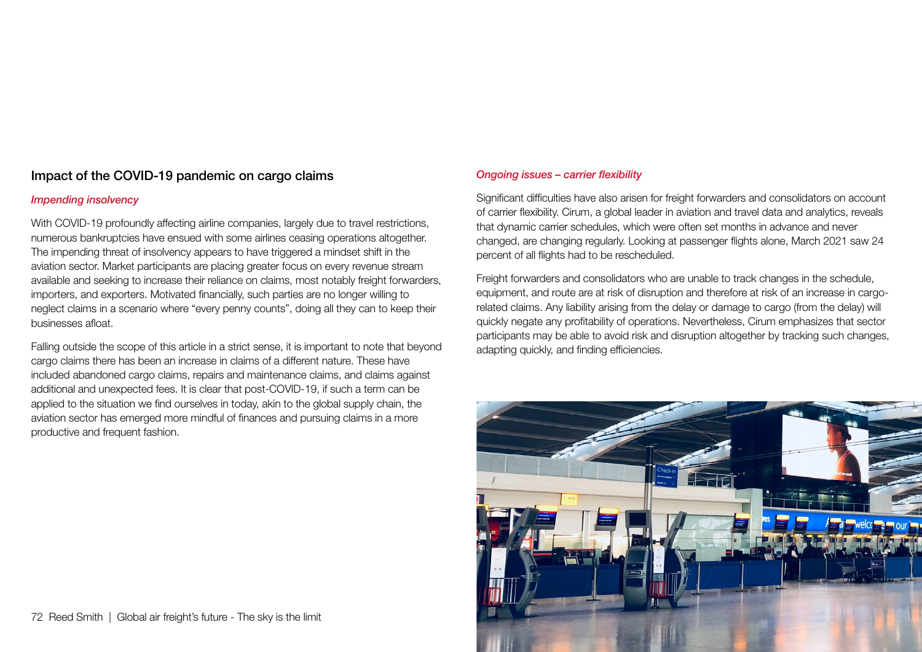## Impact of the COVID-19 pandemic on cargo claims

### *Impending insolvency*

With COVID-19 profoundly affecting airline companies, largely due to travel restrictions, numerous bankruptcies have ensued with some airlines ceasing operations altogether. The impending threat of insolvency appears to have triggered a mindset shift in the aviation sector. Market participants are placing greater focus on every revenue stream available and seeking to increase their reliance on claims, most notably freight forwarders, importers, and exporters. Motivated financially, such parties are no longer willing to neglect claims in a scenario where "every penny counts", doing all they can to keep their businesses afloat.

Falling outside the scope of this article in a strict sense, it is important to note that beyond cargo claims there has been an increase in claims of a different nature. These have included abandoned cargo claims, repairs and maintenance claims, and claims against additional and unexpected fees. It is clear that post-COVID-19, if such a term can be applied to the situation we find ourselves in today, akin to the global supply chain, the aviation sector has emerged more mindful of finances and pursuing claims in a more productive and frequent fashion.

### *Ongoing issues – carrier flexibility*

Significant difficulties have also arisen for freight forwarders and consolidators on account of carrier flexibility. Cirum, a global leader in aviation and travel data and analytics, reveals that dynamic carrier schedules, which were often set months in advance and never changed, are changing regularly. Looking at passenger flights alone, March 2021 saw 24 percent of all flights had to be rescheduled.

Freight forwarders and consolidators who are unable to track changes in the schedule, equipment, and route are at risk of disruption and therefore at risk of an increase in cargo-related claims. Any liability arising from the delay or damage to cargo (from the delay) will quickly negate any profitability of operations. Nevertheless, Cirum emphasizes that sector participants may be able to avoid risk and disruption altogether by tracking such changes, adapting quickly, and finding efficiencies.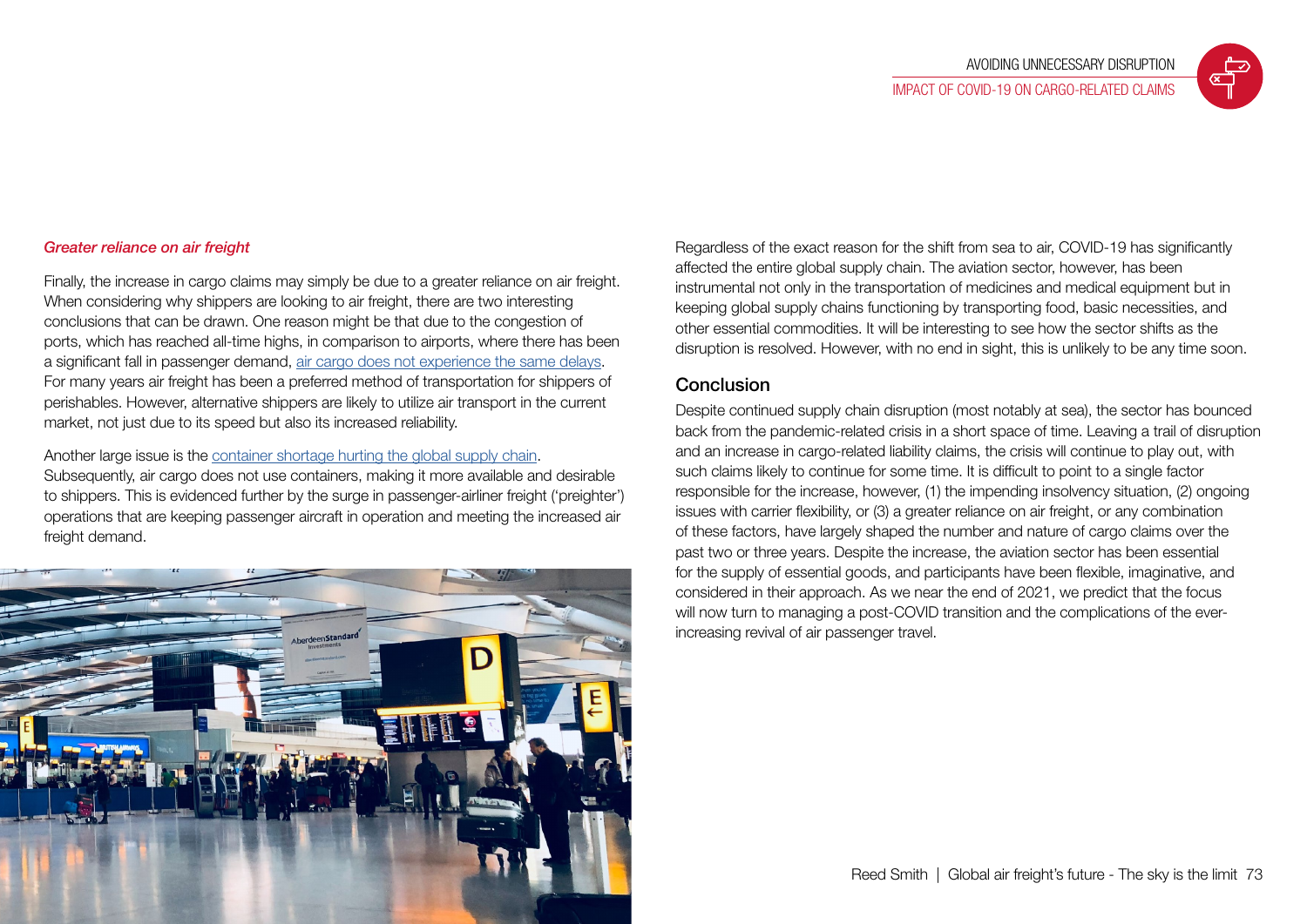*Greater reliance on air freight*

Finally, the increase in cargo claims may simply be due to a greater reliance on air freight. When considering why shippers are looking to air freight, there are two interesting conclusions that can be drawn. One reason might be that due to the congestion of ports, which has reached all-time highs, in comparison to airports, where there has been a significant fall in passenger demand, air cargo does not experience the same delays. For many years air freight has been a preferred method of transportation for shippers of perishables. However, alternative shippers are likely to utilize air transport in the current market, not just due to its speed but also its increased reliability.

Another large issue is the container shortage hurting the global supply chain. Subsequently, air cargo does not use containers, making it more available and desirable to shippers. This is evidenced further by the surge in passenger-airliner freight ('preighter') operations that are keeping passenger aircraft in operation and meeting the increased air freight demand.

Regardless of the exact reason for the shift from sea to air, COVID-19 has significantly affected the entire global supply chain. The aviation sector, however, has been instrumental not only in the transportation of medicines and medical equipment but in keeping global supply chains functioning by transporting food, basic necessities, and other essential commodities. It will be interesting to see how the sector shifts as the disruption is resolved. However, with no end in sight, this is unlikely to be any time soon.

## Conclusion

Despite continued supply chain disruption (most notably at sea), the sector has bounced back from the pandemic-related crisis in a short space of time. Leaving a trail of disruption and an increase in cargo-related liability claims, the crisis will continue to play out, with such claims likely to continue for some time. It is difficult to point to a single factor responsible for the increase, however, (1) the impending insolvency situation, (2) ongoing issues with carrier flexibility, or (3) a greater reliance on air freight, or any combination of these factors, have largely shaped the number and nature of cargo claims over the past two or three years. Despite the increase, the aviation sector has been essential for the supply of essential goods, and participants have been flexible, imaginative, and considered in their approach. As we near the end of 2021, we predict that the focus will now turn to managing a post-COVID transition and the complications of the ever-increasing revival of air passenger travel.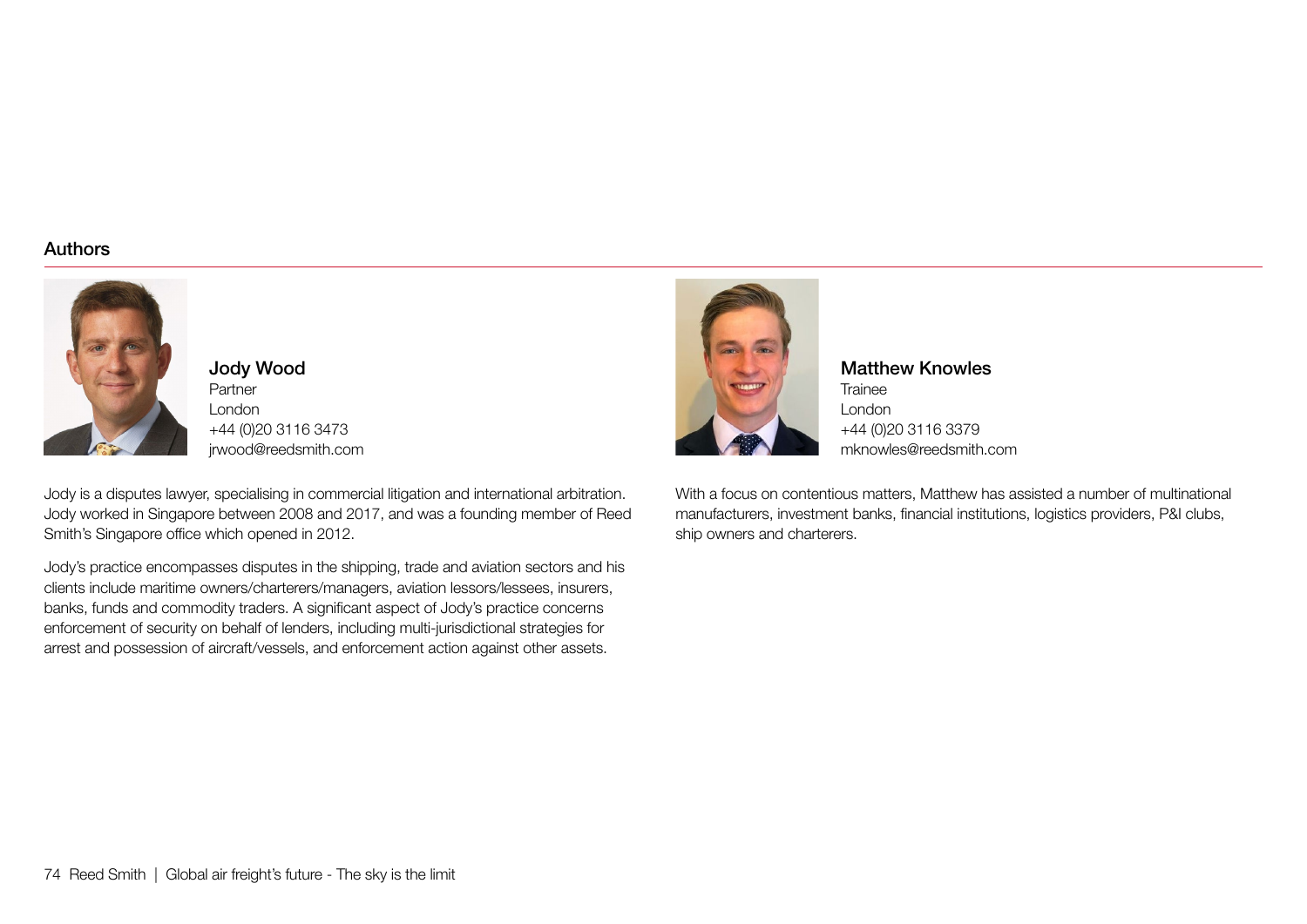## Authors

**Jody Wood**
Partner
London
+44 (0)20 3116 3473
jrwood@reedsmith.com

Jody is a disputes lawyer, specialising in commercial litigation and international arbitration. Jody worked in Singapore between 2008 and 2017, and was a founding member of Reed Smith's Singapore office which opened in 2012.

Jody's practice encompasses disputes in the shipping, trade and aviation sectors and his clients include maritime owners/charterers/managers, aviation lessors/lessees, insurers, banks, funds and commodity traders. A significant aspect of Jody's practice concerns enforcement of security on behalf of lenders, including multi-jurisdictional strategies for arrest and possession of aircraft/vessels, and enforcement action against other assets.

**Matthew Knowles**
Trainee
London
+44 (0)20 3116 3379
mknowles@reedsmith.com

With a focus on contentious matters, Matthew has assisted a number of multinational manufacturers, investment banks, financial institutions, logistics providers, P&I clubs, ship owners and charterers.